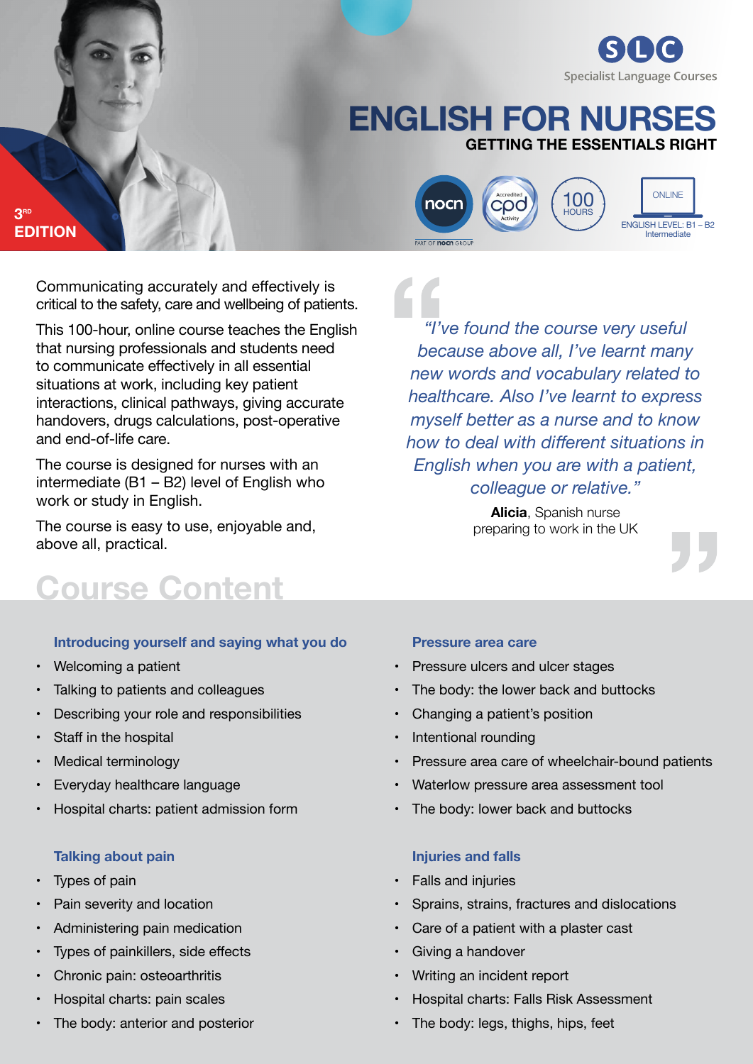SLC
Specialist Language Courses

# ENGLISH FOR NURSES

## GETTING THE ESSENTIALS RIGHT

3RD EDITION

nocn
PART OF nocn GROUP

Accredited cpd Activity

100 HOURS

ONLINE
ENGLISH LEVEL: B1 – B2 Intermediate

Communicating accurately and effectively is critical to the safety, care and wellbeing of patients.

This 100-hour, online course teaches the English that nursing professionals and students need to communicate effectively in all essential situations at work, including key patient interactions, clinical pathways, giving accurate handovers, drugs calculations, post-operative and end-of-life care.

The course is designed for nurses with an intermediate (B1 – B2) level of English who work or study in English.

The course is easy to use, enjoyable and, above all, practical.

> *"I've found the course very useful because above all, I've learnt many new words and vocabulary related to healthcare. Also I've learnt to express myself better as a nurse and to know how to deal with different situations in English when you are with a patient, colleague or relative."*
>
> **Alicia**, Spanish nurse preparing to work in the UK

## Course Content

### Introducing yourself and saying what you do

- Welcoming a patient
- Talking to patients and colleagues
- Describing your role and responsibilities
- Staff in the hospital
- Medical terminology
- Everyday healthcare language
- Hospital charts: patient admission form

### Talking about pain

- Types of pain
- Pain severity and location
- Administering pain medication
- Types of painkillers, side effects
- Chronic pain: osteoarthritis
- Hospital charts: pain scales
- The body: anterior and posterior

### Pressure area care

- Pressure ulcers and ulcer stages
- The body: the lower back and buttocks
- Changing a patient's position
- Intentional rounding
- Pressure area care of wheelchair-bound patients
- Waterlow pressure area assessment tool
- The body: lower back and buttocks

### Injuries and falls

- Falls and injuries
- Sprains, strains, fractures and dislocations
- Care of a patient with a plaster cast
- Giving a handover
- Writing an incident report
- Hospital charts: Falls Risk Assessment
- The body: legs, thighs, hips, feet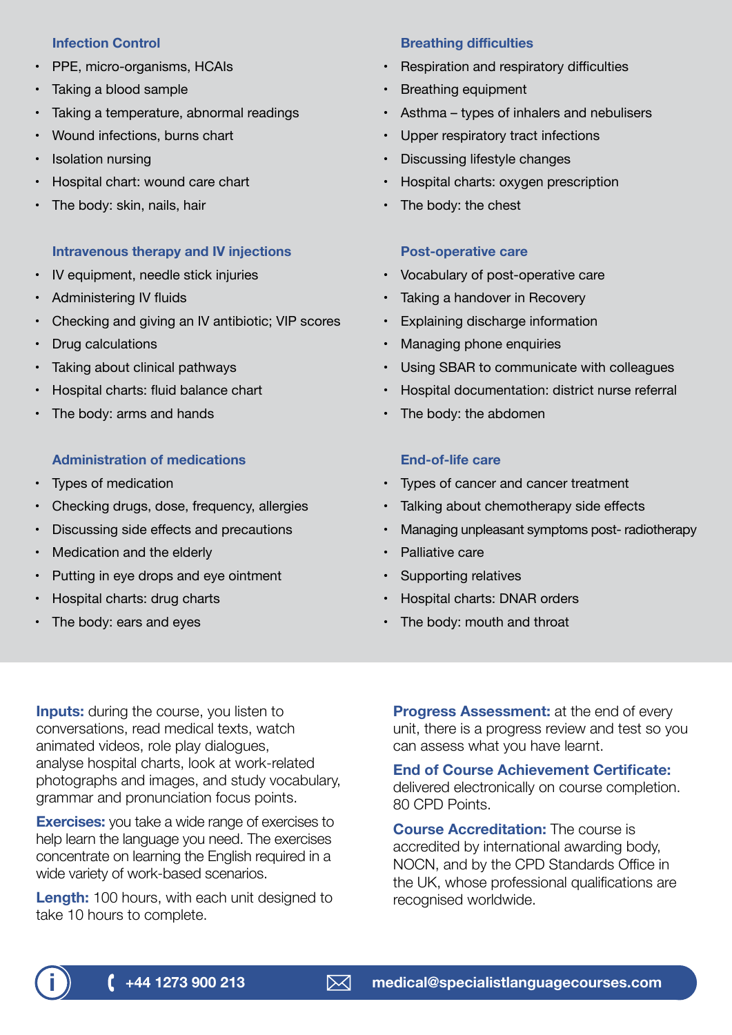### Infection Control

- PPE, micro-organisms, HCAIs
- Taking a blood sample
- Taking a temperature, abnormal readings
- Wound infections, burns chart
- Isolation nursing
- Hospital chart: wound care chart
- The body: skin, nails, hair

### Intravenous therapy and IV injections

- IV equipment, needle stick injuries
- Administering IV fluids
- Checking and giving an IV antibiotic; VIP scores
- Drug calculations
- Taking about clinical pathways
- Hospital charts: fluid balance chart
- The body: arms and hands

### Administration of medications

- Types of medication
- Checking drugs, dose, frequency, allergies
- Discussing side effects and precautions
- Medication and the elderly
- Putting in eye drops and eye ointment
- Hospital charts: drug charts
- The body: ears and eyes

### Breathing difficulties

- Respiration and respiratory difficulties
- Breathing equipment
- Asthma – types of inhalers and nebulisers
- Upper respiratory tract infections
- Discussing lifestyle changes
- Hospital charts: oxygen prescription
- The body: the chest

### Post-operative care

- Vocabulary of post-operative care
- Taking a handover in Recovery
- Explaining discharge information
- Managing phone enquiries
- Using SBAR to communicate with colleagues
- Hospital documentation: district nurse referral
- The body: the abdomen

### End-of-life care

- Types of cancer and cancer treatment
- Talking about chemotherapy side effects
- Managing unpleasant symptoms post- radiotherapy
- Palliative care
- Supporting relatives
- Hospital charts: DNAR orders
- The body: mouth and throat

**Inputs:** during the course, you listen to conversations, read medical texts, watch animated videos, role play dialogues, analyse hospital charts, look at work-related photographs and images, and study vocabulary, grammar and pronunciation focus points.

**Exercises:** you take a wide range of exercises to help learn the language you need. The exercises concentrate on learning the English required in a wide variety of work-based scenarios.

**Length:** 100 hours, with each unit designed to take 10 hours to complete.

**Progress Assessment:** at the end of every unit, there is a progress review and test so you can assess what you have learnt.

**End of Course Achievement Certificate:** delivered electronically on course completion. 80 CPD Points.

**Course Accreditation:** The course is accredited by international awarding body, NOCN, and by the CPD Standards Office in the UK, whose professional qualifications are recognised worldwide.

+44 1273 900 213

medical@specialistlanguagecourses.com